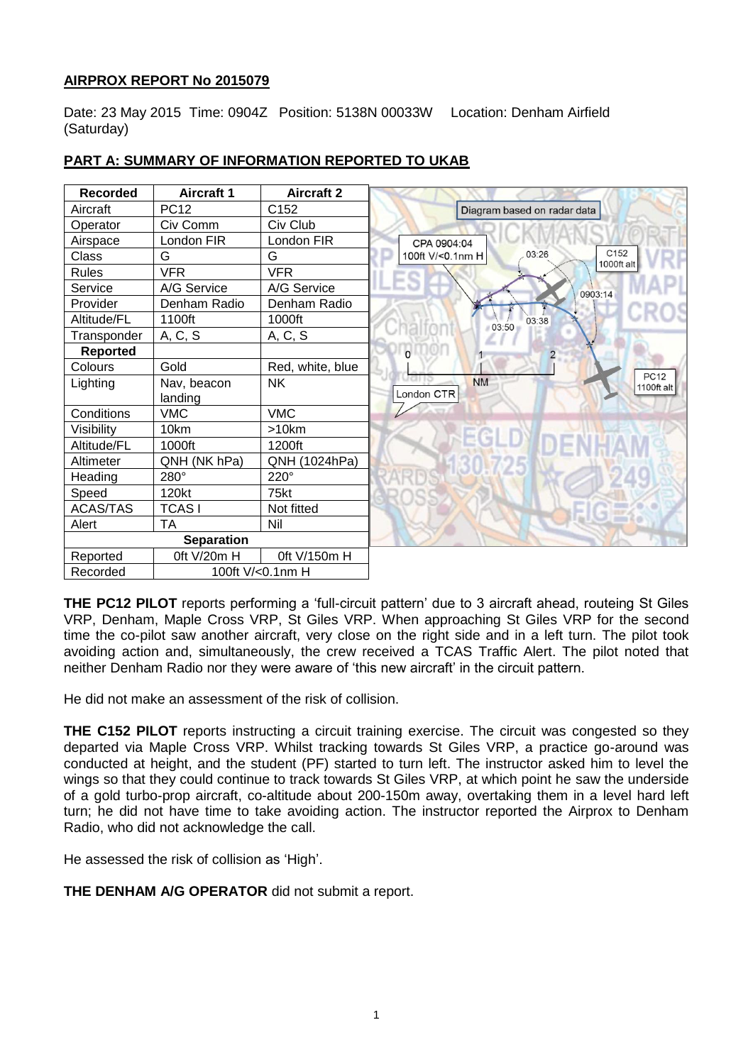**AIRPROX REPORT No 2015079**

Date: 23 May 2015 Time: 0904Z Position: 5138N 00033W Location: Denham Airfield (Saturday)

**PART A: SUMMARY OF INFORMATION REPORTED TO UKAB**

| Recorded | Aircraft 1 | Aircraft 2 |
|---|---|---|
| Aircraft | PC12 | C152 |
| Operator | Civ Comm | Civ Club |
| Airspace | London FIR | London FIR |
| Class | G | G |
| Rules | VFR | VFR |
| Service | A/G Service | A/G Service |
| Provider | Denham Radio | Denham Radio |
| Altitude/FL | 1100ft | 1000ft |
| Transponder | A, C, S | A, C, S |
| **Reported** | | |
| Colours | Gold | Red, white, blue |
| Lighting | Nav, beacon landing | NK |
| Conditions | VMC | VMC |
| Visibility | 10km | >10km |
| Altitude/FL | 1000ft | 1200ft |
| Altimeter | QNH (NK hPa) | QNH (1024hPa) |
| Heading | 280° | 220° |
| Speed | 120kt | 75kt |
| ACAS/TAS | TCAS I | Not fitted |
| Alert | TA | Nil |
| **Separation** | | |
| Reported | 0ft V/20m H | 0ft V/150m H |
| Recorded | 100ft V/<0.1nm H | |

Diagram based on radar data

CPA 0904:04
100ft V/<0.1nm H

**THE PC12 PILOT** reports performing a 'full-circuit pattern' due to 3 aircraft ahead, routeing St Giles VRP, Denham, Maple Cross VRP, St Giles VRP. When approaching St Giles VRP for the second time the co-pilot saw another aircraft, very close on the right side and in a left turn. The pilot took avoiding action and, simultaneously, the crew received a TCAS Traffic Alert. The pilot noted that neither Denham Radio nor they were aware of 'this new aircraft' in the circuit pattern.

He did not make an assessment of the risk of collision.

**THE C152 PILOT** reports instructing a circuit training exercise. The circuit was congested so they departed via Maple Cross VRP. Whilst tracking towards St Giles VRP, a practice go-around was conducted at height, and the student (PF) started to turn left. The instructor asked him to level the wings so that they could continue to track towards St Giles VRP, at which point he saw the underside of a gold turbo-prop aircraft, co-altitude about 200-150m away, overtaking them in a level hard left turn; he did not have time to take avoiding action. The instructor reported the Airprox to Denham Radio, who did not acknowledge the call.

He assessed the risk of collision as 'High'.

**THE DENHAM A/G OPERATOR** did not submit a report.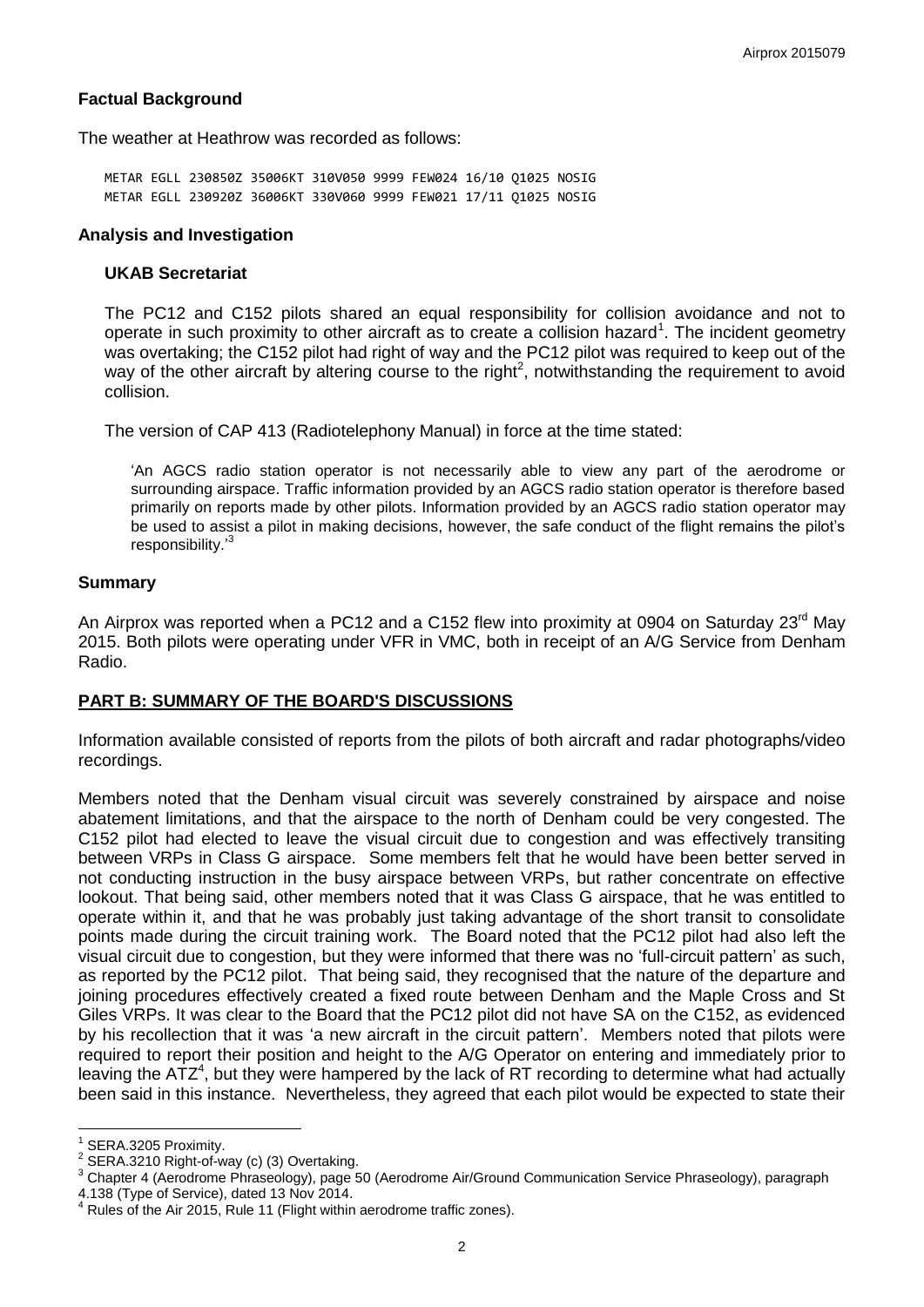### Factual Background

The weather at Heathrow was recorded as follows:

```
METAR EGLL 230850Z 35006KT 310V050 9999 FEW024 16/10 Q1025 NOSIG
METAR EGLL 230920Z 36006KT 330V060 9999 FEW021 17/11 Q1025 NOSIG
```

### Analysis and Investigation

#### UKAB Secretariat

The PC12 and C152 pilots shared an equal responsibility for collision avoidance and not to operate in such proximity to other aircraft as to create a collision hazard[1]. The incident geometry was overtaking; the C152 pilot had right of way and the PC12 pilot was required to keep out of the way of the other aircraft by altering course to the right[2], notwithstanding the requirement to avoid collision.

The version of CAP 413 (Radiotelephony Manual) in force at the time stated:

> 'An AGCS radio station operator is not necessarily able to view any part of the aerodrome or surrounding airspace. Traffic information provided by an AGCS radio station operator is therefore based primarily on reports made by other pilots. Information provided by an AGCS radio station operator may be used to assist a pilot in making decisions, however, the safe conduct of the flight remains the pilot's responsibility.'[3]

### Summary

An Airprox was reported when a PC12 and a C152 flew into proximity at 0904 on Saturday 23rd May 2015. Both pilots were operating under VFR in VMC, both in receipt of an A/G Service from Denham Radio.

## PART B: SUMMARY OF THE BOARD'S DISCUSSIONS

Information available consisted of reports from the pilots of both aircraft and radar photographs/video recordings.

Members noted that the Denham visual circuit was severely constrained by airspace and noise abatement limitations, and that the airspace to the north of Denham could be very congested. The C152 pilot had elected to leave the visual circuit due to congestion and was effectively transiting between VRPs in Class G airspace. Some members felt that he would have been better served in not conducting instruction in the busy airspace between VRPs, but rather concentrate on effective lookout. That being said, other members noted that it was Class G airspace, that he was entitled to operate within it, and that he was probably just taking advantage of the short transit to consolidate points made during the circuit training work. The Board noted that the PC12 pilot had also left the visual circuit due to congestion, but they were informed that there was no 'full-circuit pattern' as such, as reported by the PC12 pilot. That being said, they recognised that the nature of the departure and joining procedures effectively created a fixed route between Denham and the Maple Cross and St Giles VRPs. It was clear to the Board that the PC12 pilot did not have SA on the C152, as evidenced by his recollection that it was 'a new aircraft in the circuit pattern'. Members noted that pilots were required to report their position and height to the A/G Operator on entering and immediately prior to leaving the ATZ[4], but they were hampered by the lack of RT recording to determine what had actually been said in this instance. Nevertheless, they agreed that each pilot would be expected to state their

---

[1] SERA.3205 Proximity.

[2] SERA.3210 Right-of-way (c) (3) Overtaking.

[3] Chapter 4 (Aerodrome Phraseology), page 50 (Aerodrome Air/Ground Communication Service Phraseology), paragraph 4.138 (Type of Service), dated 13 Nov 2014.

[4] Rules of the Air 2015, Rule 11 (Flight within aerodrome traffic zones).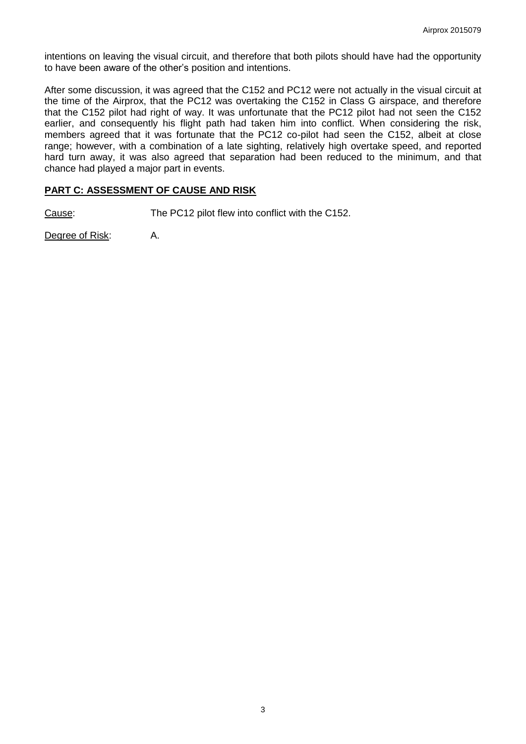intentions on leaving the visual circuit, and therefore that both pilots should have had the opportunity to have been aware of the other's position and intentions.

After some discussion, it was agreed that the C152 and PC12 were not actually in the visual circuit at the time of the Airprox, that the PC12 was overtaking the C152 in Class G airspace, and therefore that the C152 pilot had right of way. It was unfortunate that the PC12 pilot had not seen the C152 earlier, and consequently his flight path had taken him into conflict. When considering the risk, members agreed that it was fortunate that the PC12 co-pilot had seen the C152, albeit at close range; however, with a combination of a late sighting, relatively high overtake speed, and reported hard turn away, it was also agreed that separation had been reduced to the minimum, and that chance had played a major part in events.

## PART C: ASSESSMENT OF CAUSE AND RISK

Cause: The PC12 pilot flew into conflict with the C152.

Degree of Risk: A.